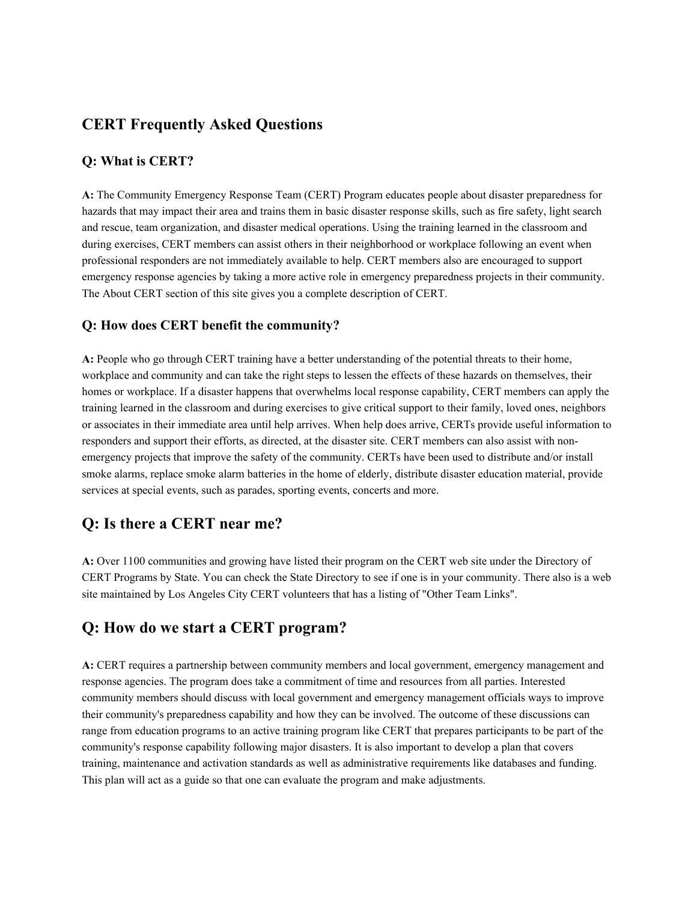## CERT Frequently Asked Questions

### Q: What is CERT?

**A:** The Community Emergency Response Team (CERT) Program educates people about disaster preparedness for hazards that may impact their area and trains them in basic disaster response skills, such as fire safety, light search and rescue, team organization, and disaster medical operations. Using the training learned in the classroom and during exercises, CERT members can assist others in their neighborhood or workplace following an event when professional responders are not immediately available to help. CERT members also are encouraged to support emergency response agencies by taking a more active role in emergency preparedness projects in their community. The About CERT section of this site gives you a complete description of CERT.

### Q: How does CERT benefit the community?

**A:** People who go through CERT training have a better understanding of the potential threats to their home, workplace and community and can take the right steps to lessen the effects of these hazards on themselves, their homes or workplace. If a disaster happens that overwhelms local response capability, CERT members can apply the training learned in the classroom and during exercises to give critical support to their family, loved ones, neighbors or associates in their immediate area until help arrives. When help does arrive, CERTs provide useful information to responders and support their efforts, as directed, at the disaster site. CERT members can also assist with non-emergency projects that improve the safety of the community. CERTs have been used to distribute and/or install smoke alarms, replace smoke alarm batteries in the home of elderly, distribute disaster education material, provide services at special events, such as parades, sporting events, concerts and more.

## Q: Is there a CERT near me?

**A:** Over 1100 communities and growing have listed their program on the CERT web site under the Directory of CERT Programs by State. You can check the State Directory to see if one is in your community. There also is a web site maintained by Los Angeles City CERT volunteers that has a listing of "Other Team Links".

## Q: How do we start a CERT program?

**A:** CERT requires a partnership between community members and local government, emergency management and response agencies. The program does take a commitment of time and resources from all parties. Interested community members should discuss with local government and emergency management officials ways to improve their community's preparedness capability and how they can be involved. The outcome of these discussions can range from education programs to an active training program like CERT that prepares participants to be part of the community's response capability following major disasters. It is also important to develop a plan that covers training, maintenance and activation standards as well as administrative requirements like databases and funding. This plan will act as a guide so that one can evaluate the program and make adjustments.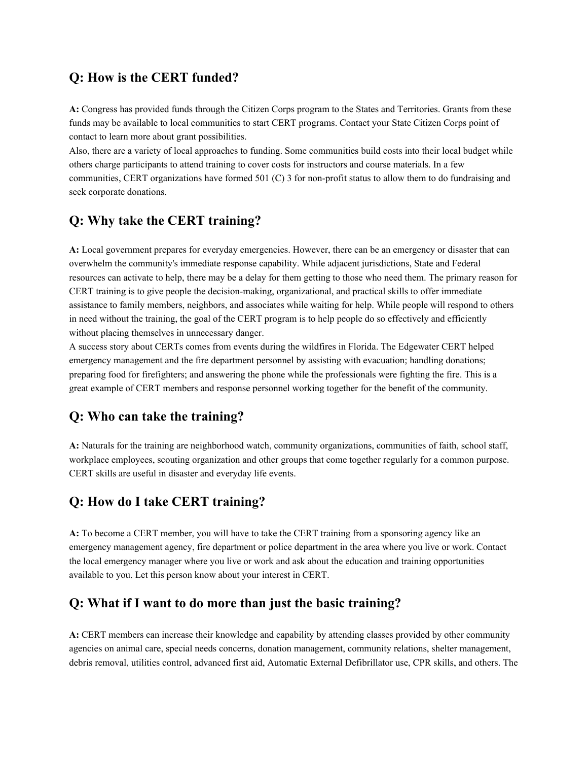## Q: How is the CERT funded?

**A:** Congress has provided funds through the Citizen Corps program to the States and Territories. Grants from these funds may be available to local communities to start CERT programs. Contact your State Citizen Corps point of contact to learn more about grant possibilities.
Also, there are a variety of local approaches to funding. Some communities build costs into their local budget while others charge participants to attend training to cover costs for instructors and course materials. In a few communities, CERT organizations have formed 501 (C) 3 for non-profit status to allow them to do fundraising and seek corporate donations.

## Q: Why take the CERT training?

**A:** Local government prepares for everyday emergencies. However, there can be an emergency or disaster that can overwhelm the community's immediate response capability. While adjacent jurisdictions, State and Federal resources can activate to help, there may be a delay for them getting to those who need them. The primary reason for CERT training is to give people the decision-making, organizational, and practical skills to offer immediate assistance to family members, neighbors, and associates while waiting for help. While people will respond to others in need without the training, the goal of the CERT program is to help people do so effectively and efficiently without placing themselves in unnecessary danger.
A success story about CERTs comes from events during the wildfires in Florida. The Edgewater CERT helped emergency management and the fire department personnel by assisting with evacuation; handling donations; preparing food for firefighters; and answering the phone while the professionals were fighting the fire. This is a great example of CERT members and response personnel working together for the benefit of the community.

## Q: Who can take the training?

**A:** Naturals for the training are neighborhood watch, community organizations, communities of faith, school staff, workplace employees, scouting organization and other groups that come together regularly for a common purpose. CERT skills are useful in disaster and everyday life events.

## Q: How do I take CERT training?

**A:** To become a CERT member, you will have to take the CERT training from a sponsoring agency like an emergency management agency, fire department or police department in the area where you live or work. Contact the local emergency manager where you live or work and ask about the education and training opportunities available to you. Let this person know about your interest in CERT.

## Q: What if I want to do more than just the basic training?

**A:** CERT members can increase their knowledge and capability by attending classes provided by other community agencies on animal care, special needs concerns, donation management, community relations, shelter management, debris removal, utilities control, advanced first aid, Automatic External Defibrillator use, CPR skills, and others. The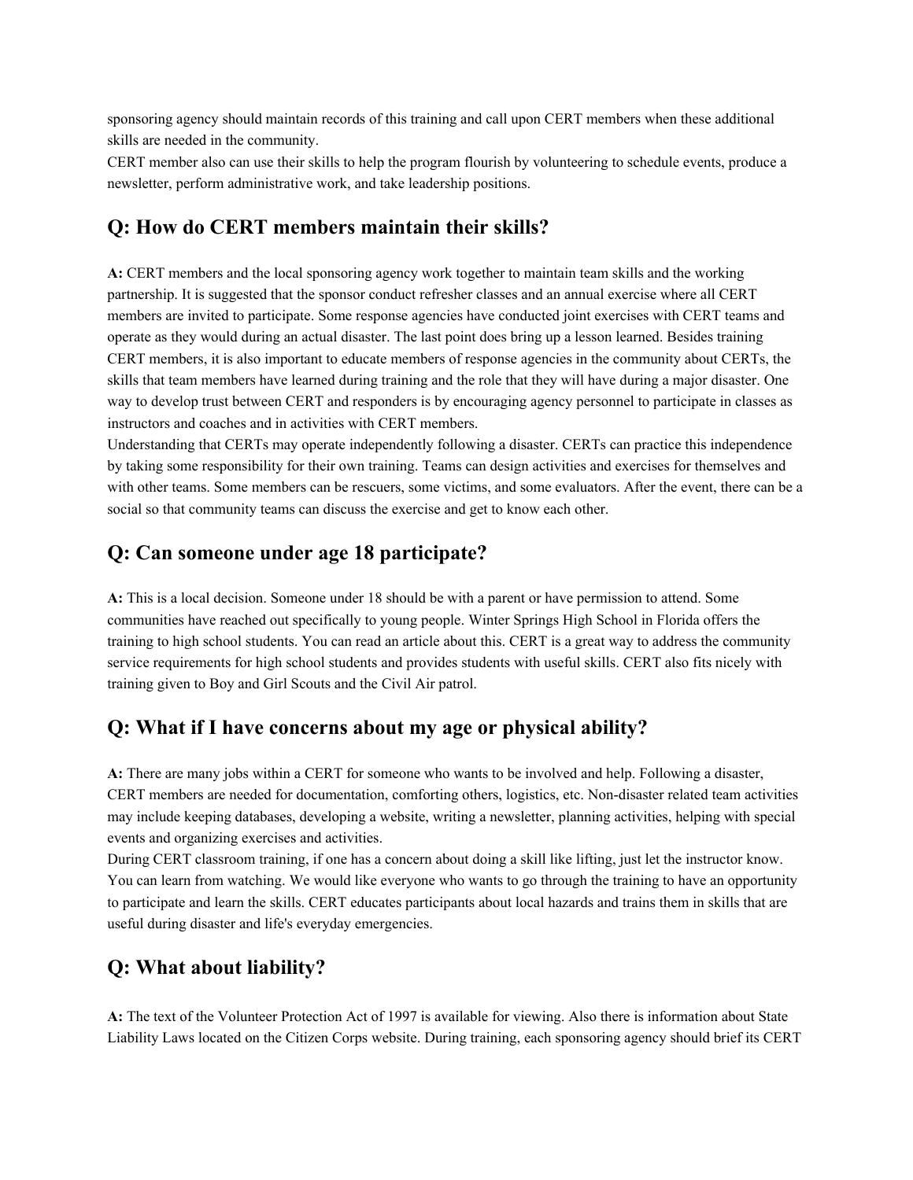sponsoring agency should maintain records of this training and call upon CERT members when these additional skills are needed in the community.

CERT member also can use their skills to help the program flourish by volunteering to schedule events, produce a newsletter, perform administrative work, and take leadership positions.

## Q: How do CERT members maintain their skills?

**A:** CERT members and the local sponsoring agency work together to maintain team skills and the working partnership. It is suggested that the sponsor conduct refresher classes and an annual exercise where all CERT members are invited to participate. Some response agencies have conducted joint exercises with CERT teams and operate as they would during an actual disaster. The last point does bring up a lesson learned. Besides training CERT members, it is also important to educate members of response agencies in the community about CERTs, the skills that team members have learned during training and the role that they will have during a major disaster. One way to develop trust between CERT and responders is by encouraging agency personnel to participate in classes as instructors and coaches and in activities with CERT members.

Understanding that CERTs may operate independently following a disaster. CERTs can practice this independence by taking some responsibility for their own training. Teams can design activities and exercises for themselves and with other teams. Some members can be rescuers, some victims, and some evaluators. After the event, there can be a social so that community teams can discuss the exercise and get to know each other.

## Q: Can someone under age 18 participate?

**A:** This is a local decision. Someone under 18 should be with a parent or have permission to attend. Some communities have reached out specifically to young people. Winter Springs High School in Florida offers the training to high school students. You can read an article about this. CERT is a great way to address the community service requirements for high school students and provides students with useful skills. CERT also fits nicely with training given to Boy and Girl Scouts and the Civil Air patrol.

## Q: What if I have concerns about my age or physical ability?

**A:** There are many jobs within a CERT for someone who wants to be involved and help. Following a disaster, CERT members are needed for documentation, comforting others, logistics, etc. Non-disaster related team activities may include keeping databases, developing a website, writing a newsletter, planning activities, helping with special events and organizing exercises and activities.

During CERT classroom training, if one has a concern about doing a skill like lifting, just let the instructor know. You can learn from watching. We would like everyone who wants to go through the training to have an opportunity to participate and learn the skills. CERT educates participants about local hazards and trains them in skills that are useful during disaster and life's everyday emergencies.

## Q: What about liability?

**A:** The text of the Volunteer Protection Act of 1997 is available for viewing. Also there is information about State Liability Laws located on the Citizen Corps website. During training, each sponsoring agency should brief its CERT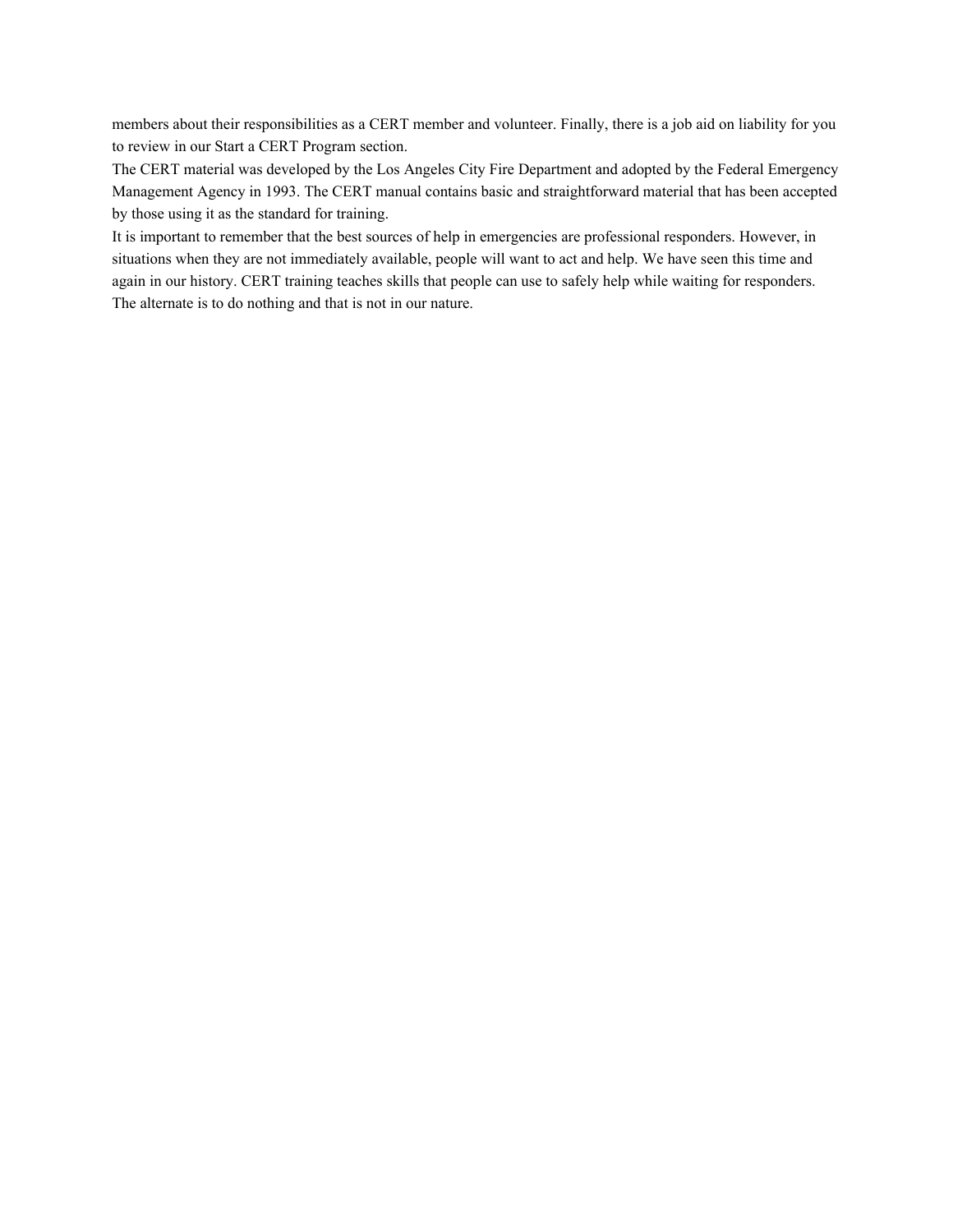members about their responsibilities as a CERT member and volunteer. Finally, there is a job aid on liability for you to review in our Start a CERT Program section.

The CERT material was developed by the Los Angeles City Fire Department and adopted by the Federal Emergency Management Agency in 1993. The CERT manual contains basic and straightforward material that has been accepted by those using it as the standard for training.

It is important to remember that the best sources of help in emergencies are professional responders. However, in situations when they are not immediately available, people will want to act and help. We have seen this time and again in our history. CERT training teaches skills that people can use to safely help while waiting for responders. The alternate is to do nothing and that is not in our nature.